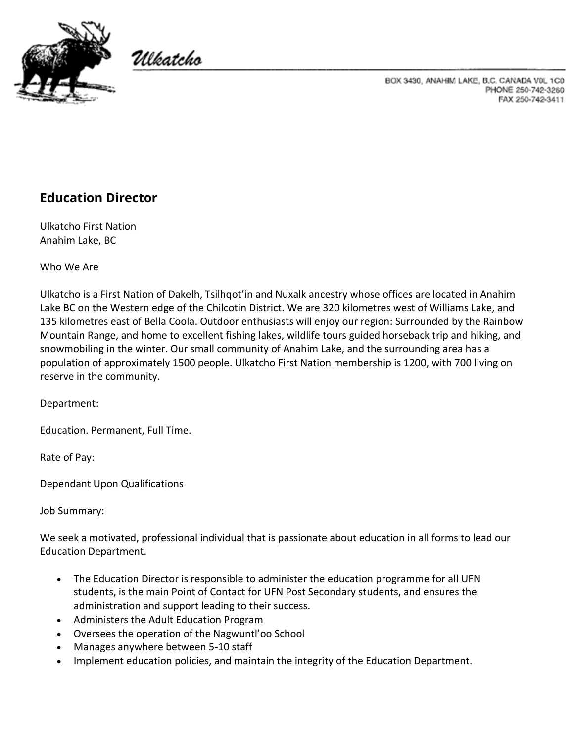Ulkatcho

BOX 3430, ANAHIM LAKE, B.C. CANADA V0L 1C0
PHONE 250-742-3260
FAX 250-742-3411

## Education Director

Ulkatcho First Nation
Anahim Lake, BC

Who We Are

Ulkatcho is a First Nation of Dakelh, Tsilhqot'in and Nuxalk ancestry whose offices are located in Anahim Lake BC on the Western edge of the Chilcotin District. We are 320 kilometres west of Williams Lake, and 135 kilometres east of Bella Coola. Outdoor enthusiasts will enjoy our region: Surrounded by the Rainbow Mountain Range, and home to excellent fishing lakes, wildlife tours guided horseback trip and hiking, and snowmobiling in the winter. Our small community of Anahim Lake, and the surrounding area has a population of approximately 1500 people. Ulkatcho First Nation membership is 1200, with 700 living on reserve in the community.

Department:

Education. Permanent, Full Time.

Rate of Pay:

Dependant Upon Qualifications

Job Summary:

We seek a motivated, professional individual that is passionate about education in all forms to lead our Education Department.

- The Education Director is responsible to administer the education programme for all UFN students, is the main Point of Contact for UFN Post Secondary students, and ensures the administration and support leading to their success.
- Administers the Adult Education Program
- Oversees the operation of the Nagwuntl'oo School
- Manages anywhere between 5-10 staff
- Implement education policies, and maintain the integrity of the Education Department.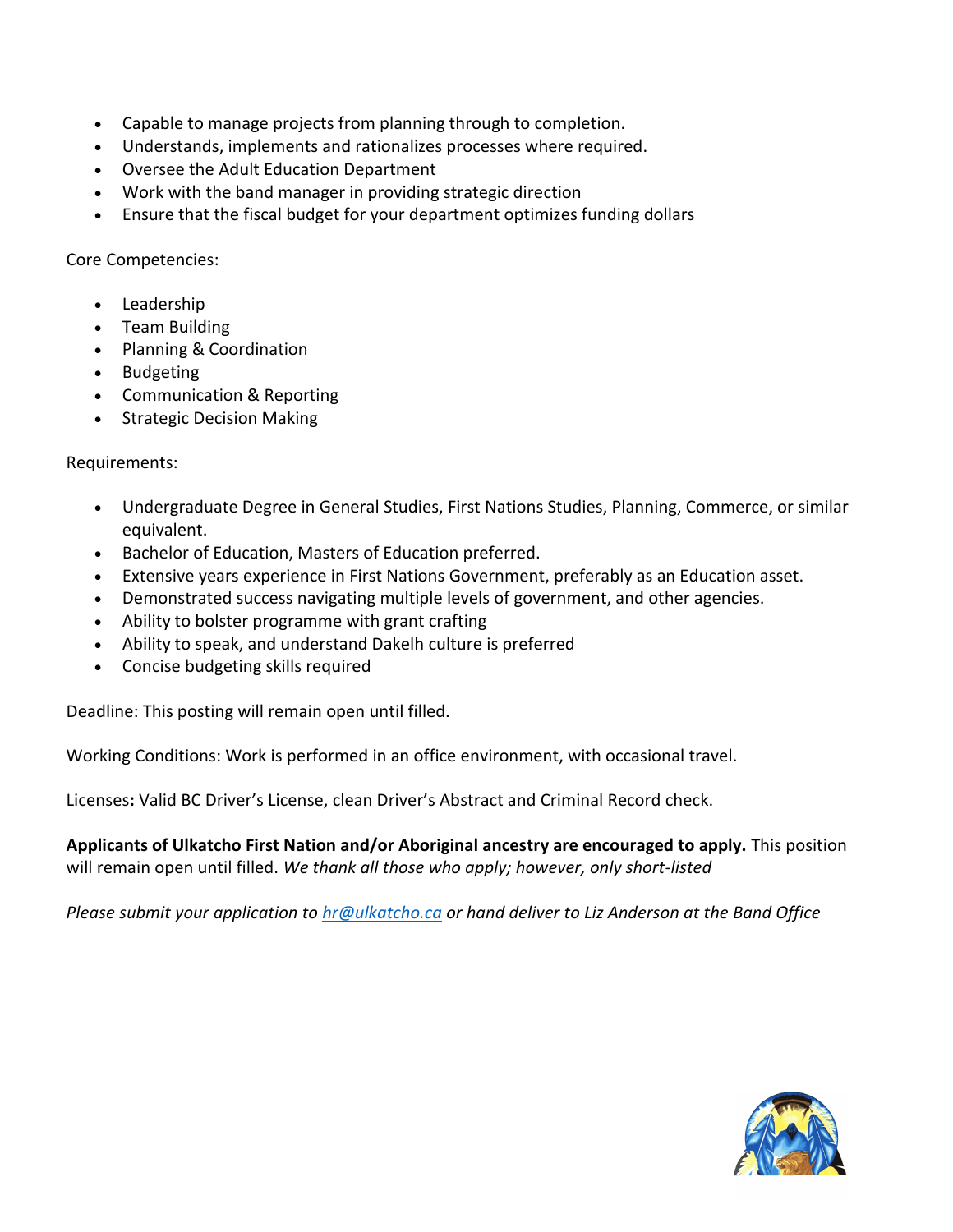- Capable to manage projects from planning through to completion.
- Understands, implements and rationalizes processes where required.
- Oversee the Adult Education Department
- Work with the band manager in providing strategic direction
- Ensure that the fiscal budget for your department optimizes funding dollars

Core Competencies:

- Leadership
- Team Building
- Planning & Coordination
- Budgeting
- Communication & Reporting
- Strategic Decision Making

Requirements:

- Undergraduate Degree in General Studies, First Nations Studies, Planning, Commerce, or similar equivalent.
- Bachelor of Education, Masters of Education preferred.
- Extensive years experience in First Nations Government, preferably as an Education asset.
- Demonstrated success navigating multiple levels of government, and other agencies.
- Ability to bolster programme with grant crafting
- Ability to speak, and understand Dakelh culture is preferred
- Concise budgeting skills required

Deadline: This posting will remain open until filled.

Working Conditions: Work is performed in an office environment, with occasional travel.

Licenses**:** Valid BC Driver's License, clean Driver's Abstract and Criminal Record check.

**Applicants of Ulkatcho First Nation and/or Aboriginal ancestry are encouraged to apply.** This position will remain open until filled. *We thank all those who apply; however, only short-listed*

*Please submit your application to [hr@ulkatcho.ca](mailto:hr@ulkatcho.ca) or hand deliver to Liz Anderson at the Band Office*